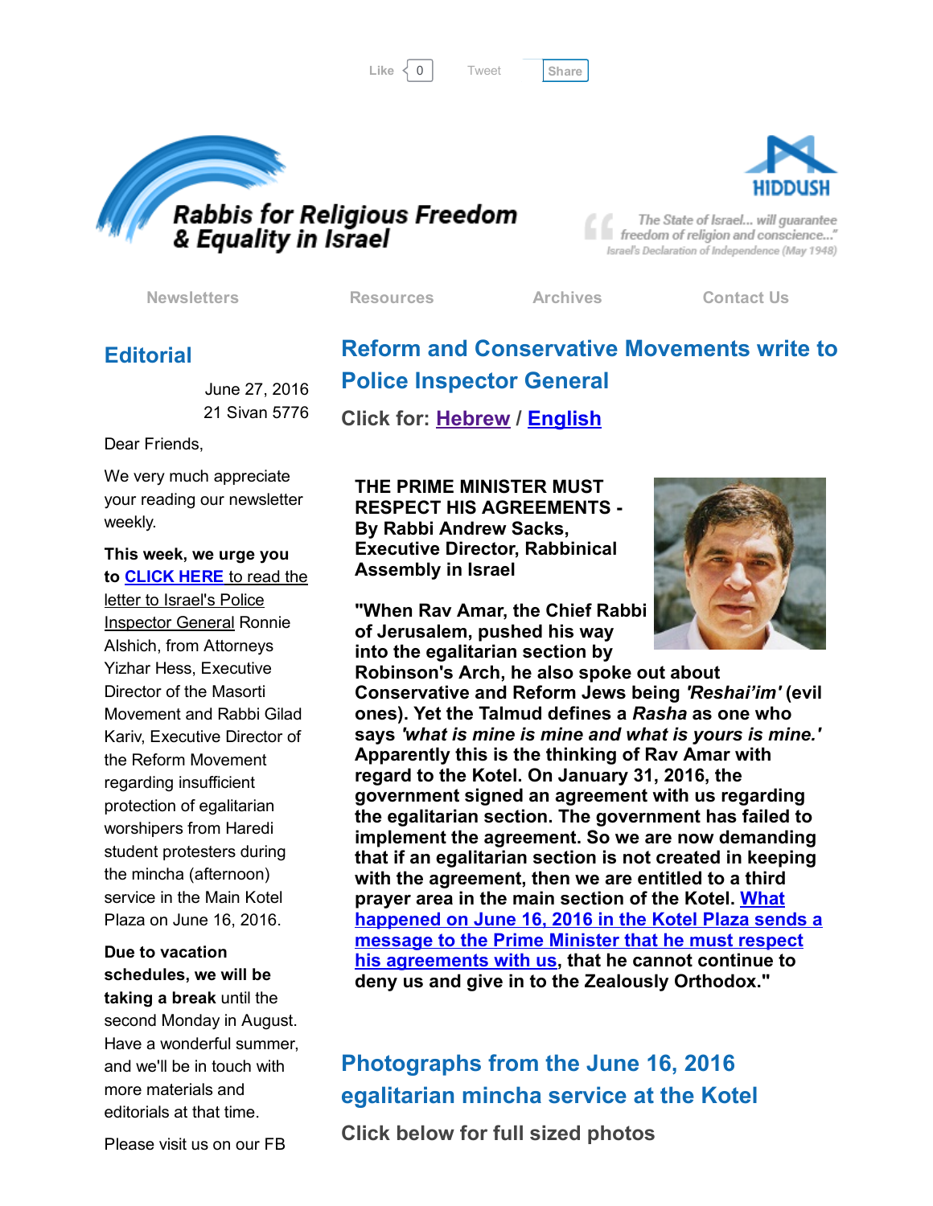Like 0 Tweet Share

# Rabbis for Religious Freedom & Equality in Israel

HIDDUSH

"The State of Israel... will guarantee freedom of religion and conscience..."
Israel's Declaration of Independence (May 1948)

Newsletters | Resources | Archives | Contact Us

## Editorial

June 27, 2016
21 Sivan 5776

Dear Friends,

We very much appreciate your reading our newsletter weekly.

**This week, we urge you to CLICK HERE** to read the letter to Israel's Police Inspector General Ronnie Alshich, from Attorneys Yizhar Hess, Executive Director of the Masorti Movement and Rabbi Gilad Kariv, Executive Director of the Reform Movement regarding insufficient protection of egalitarian worshipers from Haredi student protesters during the mincha (afternoon) service in the Main Kotel Plaza on June 16, 2016.

**Due to vacation schedules, we will be taking a break** until the second Monday in August. Have a wonderful summer, and we'll be in touch with more materials and editorials at that time.

Please visit us on our FB

## Reform and Conservative Movements write to Police Inspector General

**Click for: Hebrew / English**

**THE PRIME MINISTER MUST RESPECT HIS AGREEMENTS - By Rabbi Andrew Sacks, Executive Director, Rabbinical Assembly in Israel**

**"When Rav Amar, the Chief Rabbi of Jerusalem, pushed his way into the egalitarian section by Robinson's Arch, he also spoke out about Conservative and Reform Jews being *'Reshai'im'* (evil ones). Yet the Talmud defines a *Rasha* as one who says *'what is mine is mine and what is yours is mine.'* Apparently this is the thinking of Rav Amar with regard to the Kotel. On January 31, 2016, the government signed an agreement with us regarding the egalitarian section. The government has failed to implement the agreement. So we are now demanding that if an egalitarian section is not created in keeping with the agreement, then we are entitled to a third prayer area in the main section of the Kotel. What happened on June 16, 2016 in the Kotel Plaza sends a message to the Prime Minister that he must respect his agreements with us, that he cannot continue to deny us and give in to the Zealously Orthodox."**

## Photographs from the June 16, 2016 egalitarian mincha service at the Kotel

**Click below for full sized photos**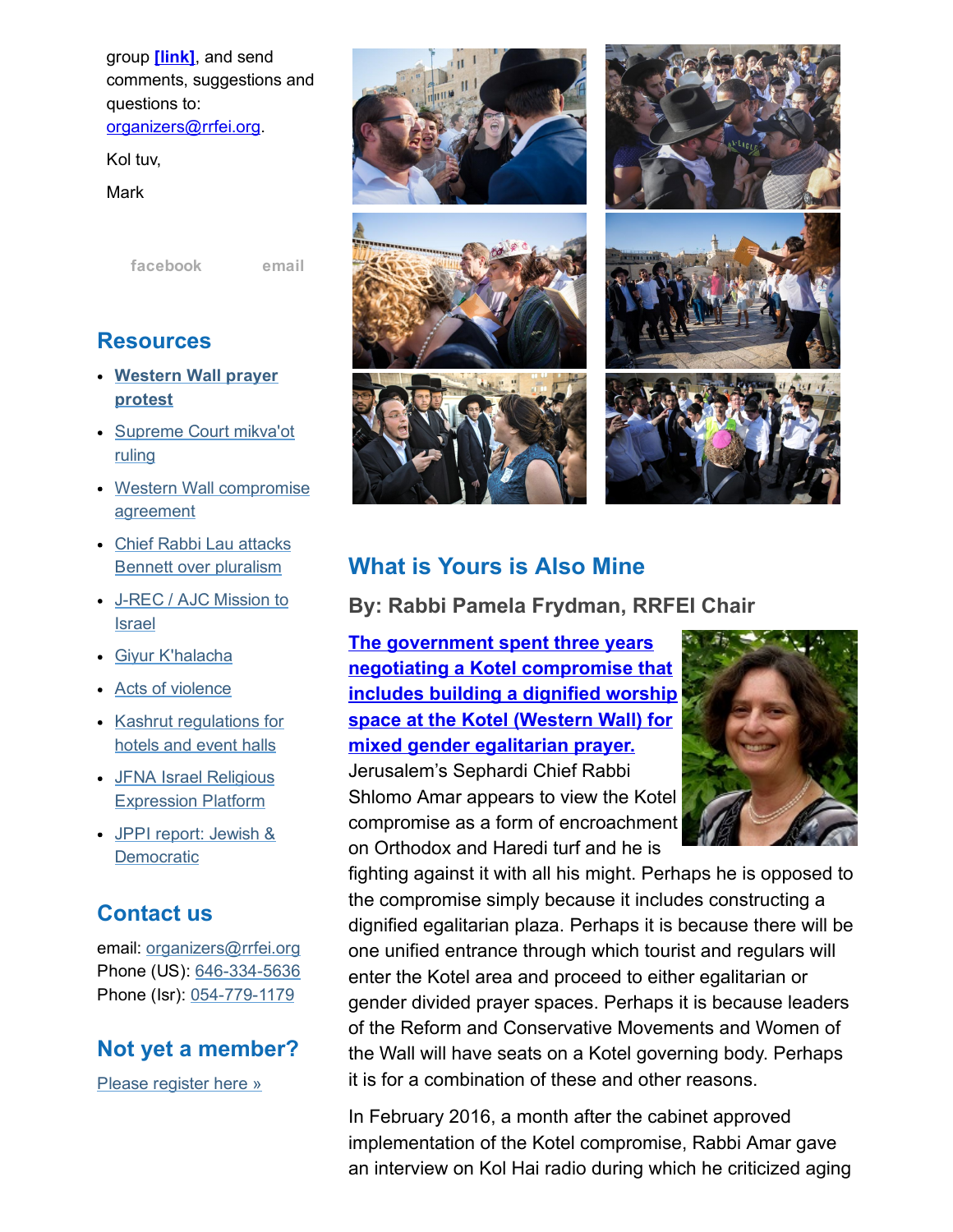group **[link]**, and send comments, suggestions and questions to: organizers@rrfei.org.

Kol tuv,

Mark

facebook email

## Resources

- **Western Wall prayer protest**
- Supreme Court mikva'ot ruling
- Western Wall compromise agreement
- Chief Rabbi Lau attacks Bennett over pluralism
- J-REC / AJC Mission to Israel
- Giyur K'halacha
- Acts of violence
- Kashrut regulations for hotels and event halls
- JFNA Israel Religious Expression Platform
- JPPI report: Jewish & Democratic

## Contact us

email: organizers@rrfei.org
Phone (US): 646-334-5636
Phone (Isr): 054-779-1179

## Not yet a member?

Please register here »

## What is Yours is Also Mine

### By: Rabbi Pamela Frydman, RRFEI Chair

**The government spent three years negotiating a Kotel compromise that includes building a dignified worship space at the Kotel (Western Wall) for mixed gender egalitarian prayer.** Jerusalem's Sephardi Chief Rabbi Shlomo Amar appears to view the Kotel compromise as a form of encroachment on Orthodox and Haredi turf and he is fighting against it with all his might. Perhaps he is opposed to the compromise simply because it includes constructing a dignified egalitarian plaza. Perhaps it is because there will be one unified entrance through which tourist and regulars will enter the Kotel area and proceed to either egalitarian or gender divided prayer spaces. Perhaps it is because leaders of the Reform and Conservative Movements and Women of the Wall will have seats on a Kotel governing body. Perhaps it is for a combination of these and other reasons.

In February 2016, a month after the cabinet approved implementation of the Kotel compromise, Rabbi Amar gave an interview on Kol Hai radio during which he criticized aging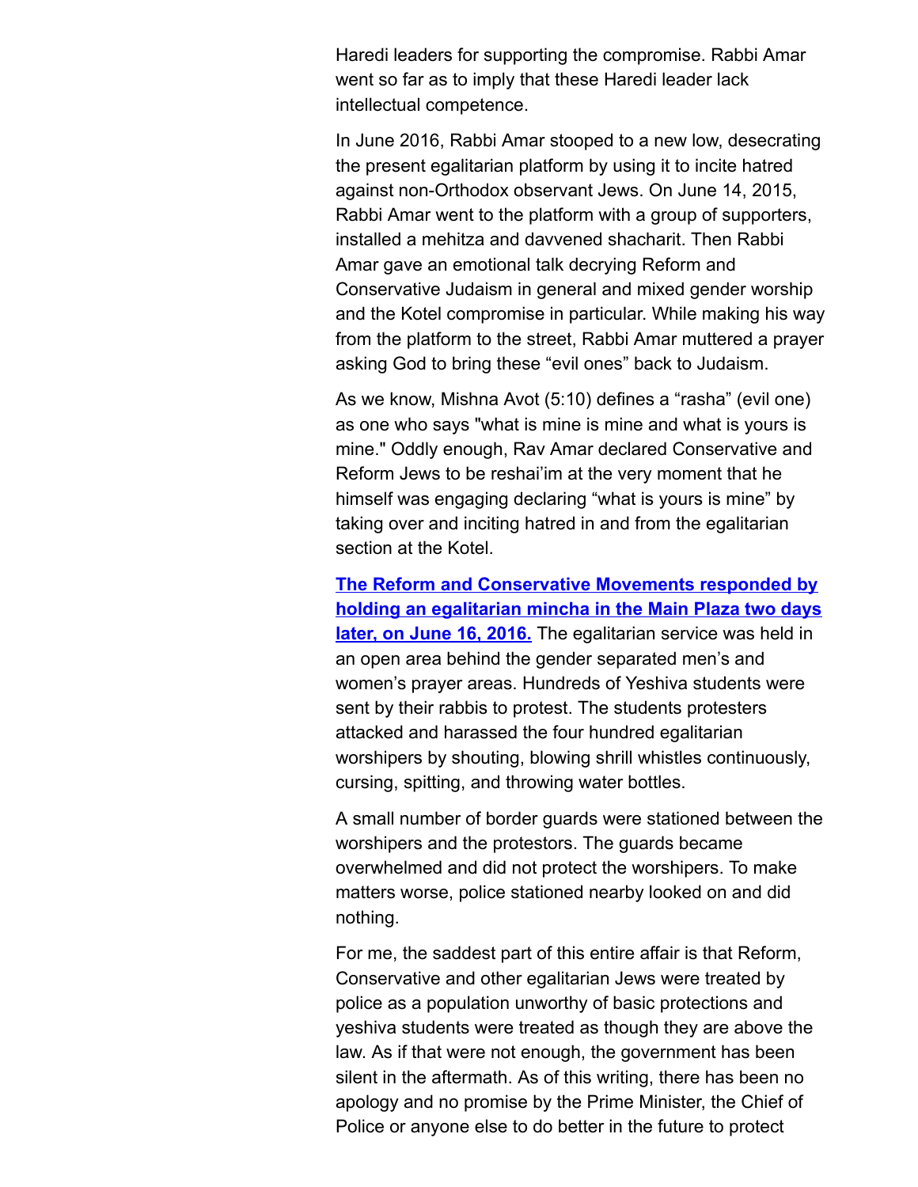Haredi leaders for supporting the compromise. Rabbi Amar went so far as to imply that these Haredi leader lack intellectual competence.

In June 2016, Rabbi Amar stooped to a new low, desecrating the present egalitarian platform by using it to incite hatred against non-Orthodox observant Jews. On June 14, 2015, Rabbi Amar went to the platform with a group of supporters, installed a mehitza and davvened shacharit. Then Rabbi Amar gave an emotional talk decrying Reform and Conservative Judaism in general and mixed gender worship and the Kotel compromise in particular. While making his way from the platform to the street, Rabbi Amar muttered a prayer asking God to bring these "evil ones" back to Judaism.

As we know, Mishna Avot (5:10) defines a "rasha" (evil one) as one who says "what is mine is mine and what is yours is mine." Oddly enough, Rav Amar declared Conservative and Reform Jews to be reshai'im at the very moment that he himself was engaging declaring "what is yours is mine" by taking over and inciting hatred in and from the egalitarian section at the Kotel.

**The Reform and Conservative Movements responded by holding an egalitarian mincha in the Main Plaza two days later, on June 16, 2016.** The egalitarian service was held in an open area behind the gender separated men's and women's prayer areas. Hundreds of Yeshiva students were sent by their rabbis to protest. The students protesters attacked and harassed the four hundred egalitarian worshipers by shouting, blowing shrill whistles continuously, cursing, spitting, and throwing water bottles.

A small number of border guards were stationed between the worshipers and the protestors. The guards became overwhelmed and did not protect the worshipers. To make matters worse, police stationed nearby looked on and did nothing.

For me, the saddest part of this entire affair is that Reform, Conservative and other egalitarian Jews were treated by police as a population unworthy of basic protections and yeshiva students were treated as though they are above the law. As if that were not enough, the government has been silent in the aftermath. As of this writing, there has been no apology and no promise by the Prime Minister, the Chief of Police or anyone else to do better in the future to protect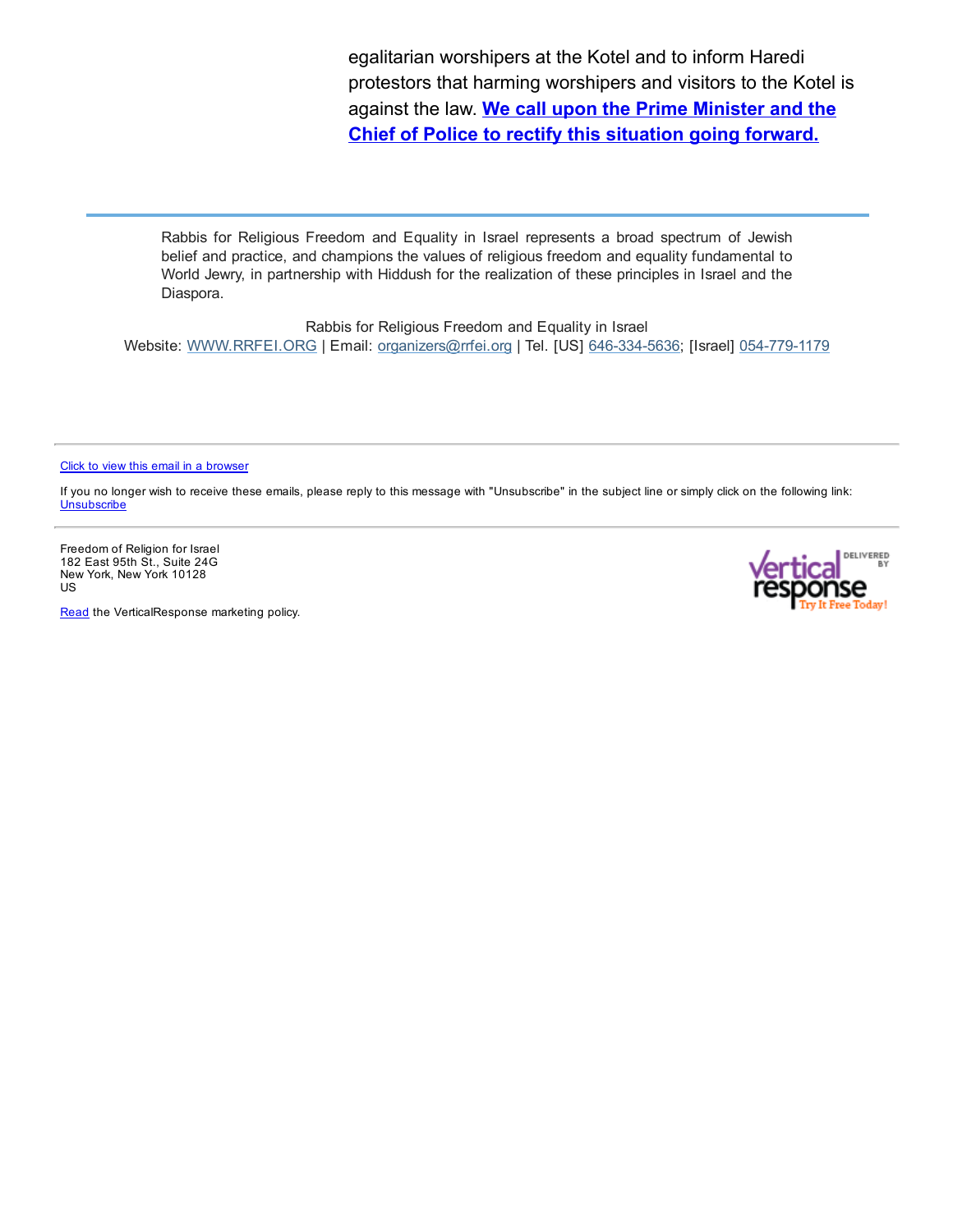egalitarian worshipers at the Kotel and to inform Haredi protestors that harming worshipers and visitors to the Kotel is against the law. **We call upon the Prime Minister and the Chief of Police to rectify this situation going forward.**

---

Rabbis for Religious Freedom and Equality in Israel represents a broad spectrum of Jewish belief and practice, and champions the values of religious freedom and equality fundamental to World Jewry, in partnership with Hiddush for the realization of these principles in Israel and the Diaspora.

Rabbis for Religious Freedom and Equality in Israel
Website: WWW.RRFEI.ORG | Email: organizers@rrfei.org | Tel. [US] 646-334-5636; [Israel] 054-779-1179

---

Click to view this email in a browser

If you no longer wish to receive these emails, please reply to this message with "Unsubscribe" in the subject line or simply click on the following link: Unsubscribe

---

Freedom of Religion for Israel
182 East 95th St., Suite 24G
New York, New York 10128
US

Read the VerticalResponse marketing policy.

Vertical response DELIVERED BY Try It Free Today!